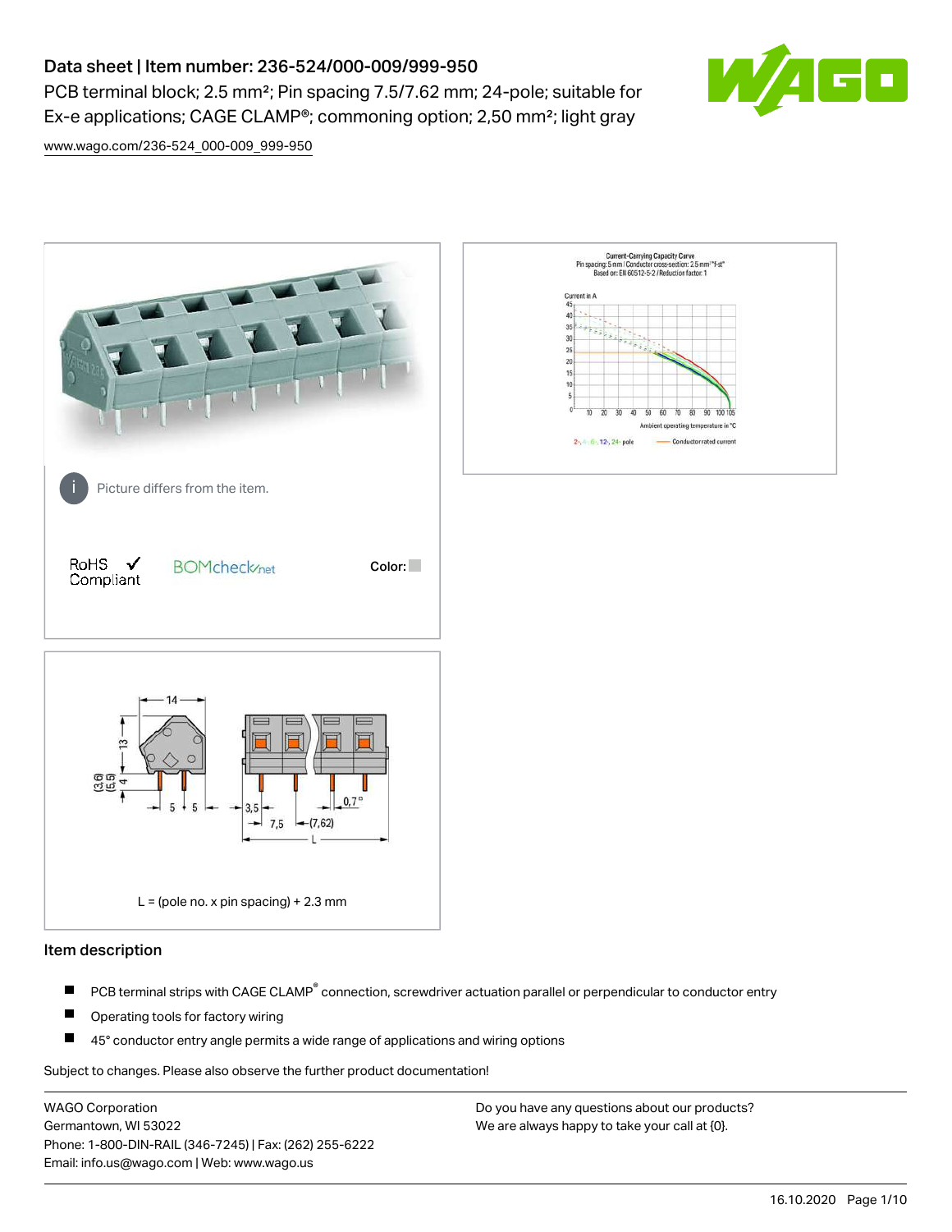# Data sheet | Item number: 236-524/000-009/999-950

PCB terminal block; 2.5 mm²; Pin spacing 7.5/7.62 mm; 24-pole; suitable for Ex-e applications; CAGE CLAMP®; commoning option; 2,50 mm²; light gray

www.wago.com/236-524_000-009_999-950

Picture differs from the item.

RoHS Compliant

BOMcheck.net

Color:

L = (pole no. x pin spacing) + 2.3 mm

## Item description

- PCB terminal strips with CAGE CLAMP® connection, screwdriver actuation parallel or perpendicular to conductor entry
- Operating tools for factory wiring
- 45° conductor entry angle permits a wide range of applications and wiring options

Subject to changes. Please also observe the further product documentation!

WAGO Corporation
Germantown, WI 53022
Phone: 1-800-DIN-RAIL (346-7245) | Fax: (262) 255-6222
Email: info.us@wago.com | Web: www.wago.us

Do you have any questions about our products?
We are always happy to take your call at {0}.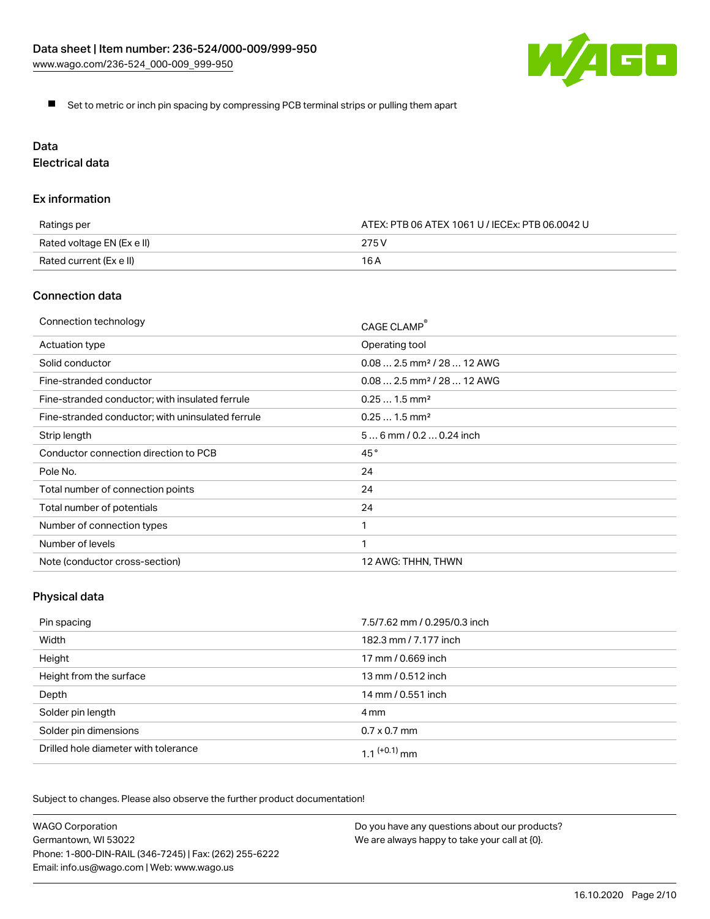- Set to metric or inch pin spacing by compressing PCB terminal strips or pulling them apart

# Data

## Electrical data

### Ex information

| | |
|---|---|
| Ratings per | ATEX: PTB 06 ATEX 1061 U / IECEx: PTB 06.0042 U |
| Rated voltage EN (Ex e II) | 275 V |
| Rated current (Ex e II) | 16 A |

### Connection data

| | |
|---|---|
| Connection technology | CAGE CLAMP® |
| Actuation type | Operating tool |
| Solid conductor | 0.08 … 2.5 mm² / 28 … 12 AWG |
| Fine-stranded conductor | 0.08 … 2.5 mm² / 28 … 12 AWG |
| Fine-stranded conductor; with insulated ferrule | 0.25 … 1.5 mm² |
| Fine-stranded conductor; with uninsulated ferrule | 0.25 … 1.5 mm² |
| Strip length | 5 … 6 mm / 0.2 … 0.24 inch |
| Conductor connection direction to PCB | 45 ° |
| Pole No. | 24 |
| Total number of connection points | 24 |
| Total number of potentials | 24 |
| Number of connection types | 1 |
| Number of levels | 1 |
| Note (conductor cross-section) | 12 AWG: THHN, THWN |

### Physical data

| | |
|---|---|
| Pin spacing | 7.5/7.62 mm / 0.295/0.3 inch |
| Width | 182.3 mm / 7.177 inch |
| Height | 17 mm / 0.669 inch |
| Height from the surface | 13 mm / 0.512 inch |
| Depth | 14 mm / 0.551 inch |
| Solder pin length | 4 mm |
| Solder pin dimensions | 0.7 x 0.7 mm |
| Drilled hole diameter with tolerance | 1.1 $^{(+0.1)}$ mm |

Subject to changes. Please also observe the further product documentation!

WAGO Corporation
Germantown, WI 53022
Phone: 1-800-DIN-RAIL (346-7245) | Fax: (262) 255-6222
Email: info.us@wago.com | Web: www.wago.us

Do you have any questions about our products?
We are always happy to take your call at {0}.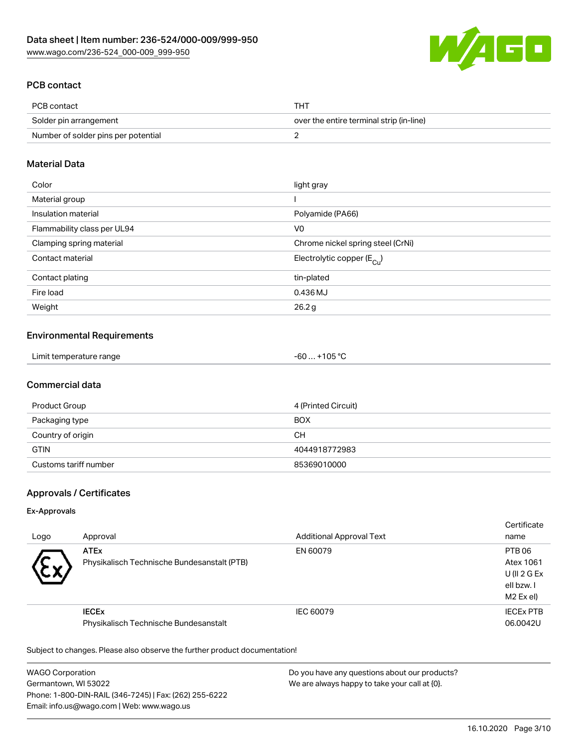## PCB contact

| PCB contact | THT |
| --- | --- |
| Solder pin arrangement | over the entire terminal strip (in-line) |
| Number of solder pins per potential | 2 |

## Material Data

| Color | light gray |
| --- | --- |
| Material group | I |
| Insulation material | Polyamide (PA66) |
| Flammability class per UL94 | V0 |
| Clamping spring material | Chrome nickel spring steel (CrNi) |
| Contact material | Electrolytic copper ($E_{Cu}$) |
| Contact plating | tin-plated |
| Fire load | 0.436 MJ |
| Weight | 26.2 g |

## Environmental Requirements

| Limit temperature range | -60 … +105 °C |
| --- | --- |

## Commercial data

| Product Group | 4 (Printed Circuit) |
| --- | --- |
| Packaging type | BOX |
| Country of origin | CH |
| GTIN | 4044918772983 |
| Customs tariff number | 85369010000 |

## Approvals / Certificates

### Ex-Approvals

| Logo | Approval | Additional Approval Text | Certificate name |
| --- | --- | --- | --- |
| | **ATEx** Physikalisch Technische Bundesanstalt (PTB) | EN 60079 | PTB 06 Atex 1061 U (II 2 G Ex eII bzw. I M2 Ex eI) |
| | **IECEx** Physikalisch Technische Bundesanstalt | IEC 60079 | IECEx PTB 06.0042U |

Subject to changes. Please also observe the further product documentation!

WAGO Corporation
Germantown, WI 53022
Phone: 1-800-DIN-RAIL (346-7245) | Fax: (262) 255-6222
Email: info.us@wago.com | Web: www.wago.us

Do you have any questions about our products?
We are always happy to take your call at {0}.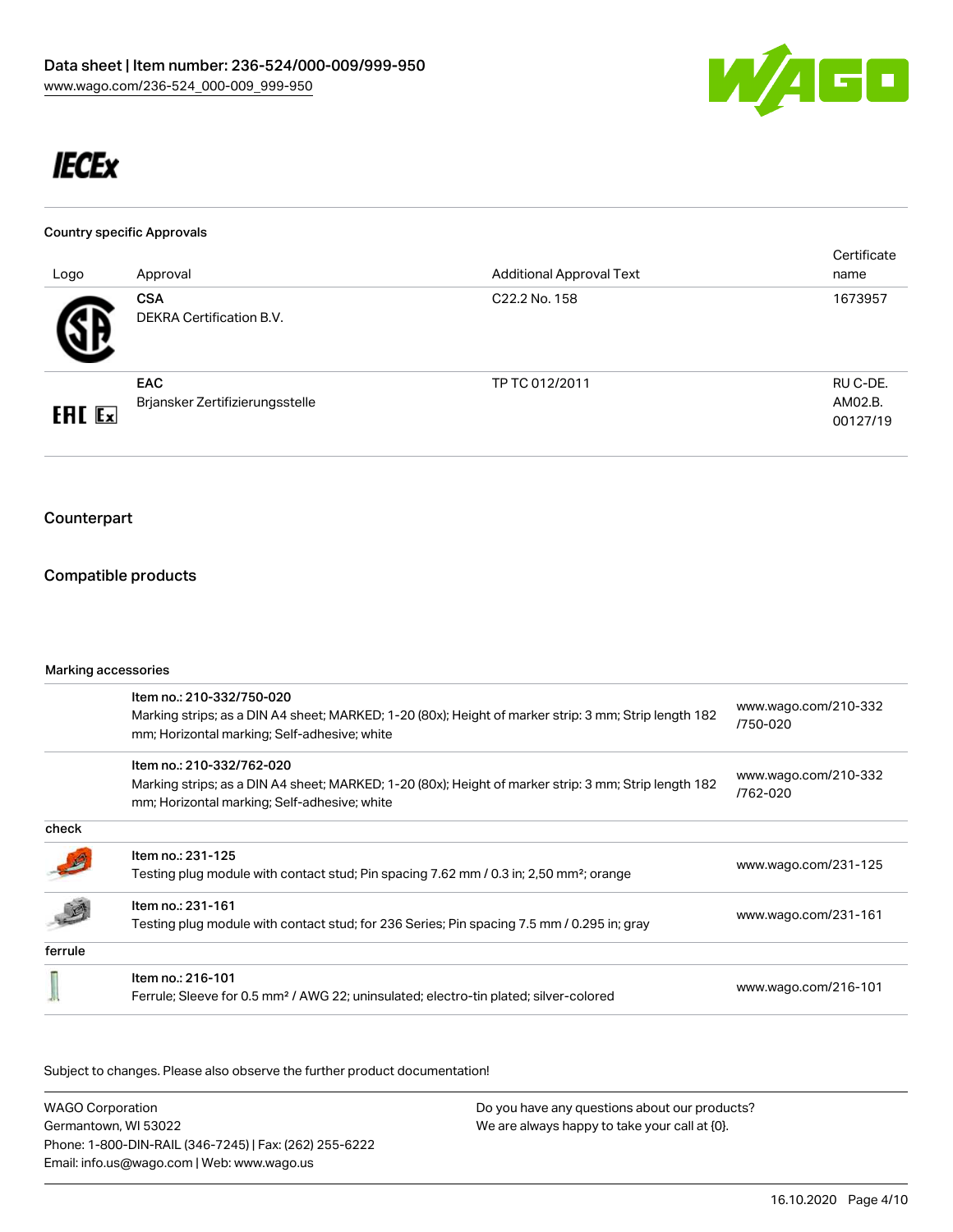Data sheet | Item number: 236-524/000-009/999-950
www.wago.com/236-524_000-009_999-950

IECEx

### Country specific Approvals

| Logo | Approval | Additional Approval Text | Certificate name |
| --- | --- | --- | --- |
| | **CSA** DEKRA Certification B.V. | C22.2 No. 158 | 1673957 |
| | **EAC** Brjansker Zertifizierungsstelle | TP TC 012/2011 | RU C-DE. AM02.B. 00127/19 |

## Counterpart

## Compatible products

### Marking accessories

| | | |
| --- | --- | --- |
| | Item no.: 210-332/750-020<br>Marking strips; as a DIN A4 sheet; MARKED; 1-20 (80x); Height of marker strip: 3 mm; Strip length 182 mm; Horizontal marking; Self-adhesive; white | www.wago.com/210-332/750-020 |
| | Item no.: 210-332/762-020<br>Marking strips; as a DIN A4 sheet; MARKED; 1-20 (80x); Height of marker strip: 3 mm; Strip length 182 mm; Horizontal marking; Self-adhesive; white | www.wago.com/210-332/762-020 |

### check

| | | |
| --- | --- | --- |
| | Item no.: 231-125<br>Testing plug module with contact stud; Pin spacing 7.62 mm / 0.3 in; 2,50 mm²; orange | www.wago.com/231-125 |
| | Item no.: 231-161<br>Testing plug module with contact stud; for 236 Series; Pin spacing 7.5 mm / 0.295 in; gray | www.wago.com/231-161 |

### ferrule

| | | |
| --- | --- | --- |
| | Item no.: 216-101<br>Ferrule; Sleeve for 0.5 mm² / AWG 22; uninsulated; electro-tin plated; silver-colored | www.wago.com/216-101 |

Subject to changes. Please also observe the further product documentation!

WAGO Corporation
Germantown, WI 53022
Phone: 1-800-DIN-RAIL (346-7245) | Fax: (262) 255-6222
Email: info.us@wago.com | Web: www.wago.us

Do you have any questions about our products?
We are always happy to take your call at {0}.

16.10.2020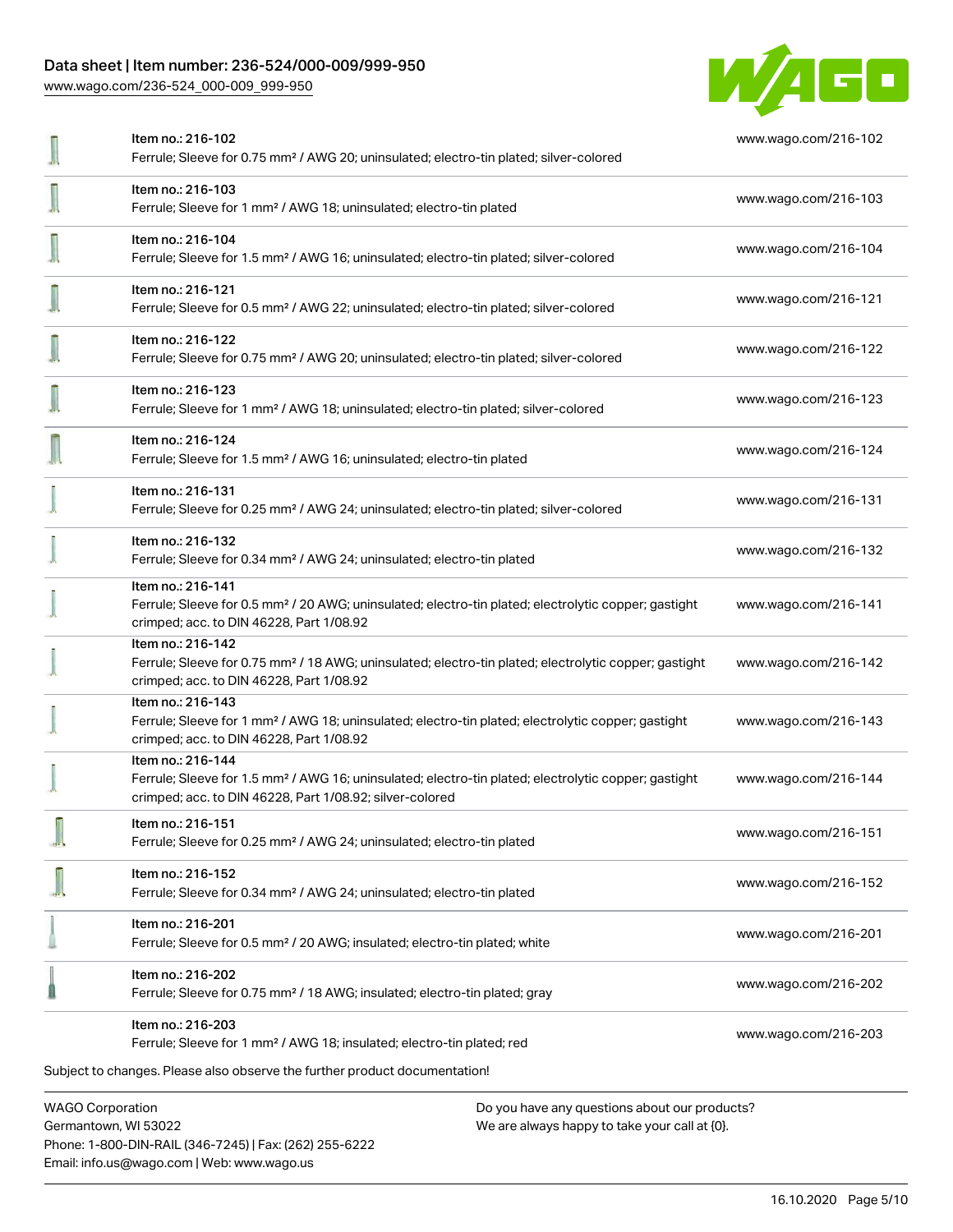| Item | Description | Link |
|---|---|---|
| Item no.: 216-102 | Ferrule; Sleeve for 0.75 mm² / AWG 20; uninsulated; electro-tin plated; silver-colored | www.wago.com/216-102 |
| Item no.: 216-103 | Ferrule; Sleeve for 1 mm² / AWG 18; uninsulated; electro-tin plated | www.wago.com/216-103 |
| Item no.: 216-104 | Ferrule; Sleeve for 1.5 mm² / AWG 16; uninsulated; electro-tin plated; silver-colored | www.wago.com/216-104 |
| Item no.: 216-121 | Ferrule; Sleeve for 0.5 mm² / AWG 22; uninsulated; electro-tin plated; silver-colored | www.wago.com/216-121 |
| Item no.: 216-122 | Ferrule; Sleeve for 0.75 mm² / AWG 20; uninsulated; electro-tin plated; silver-colored | www.wago.com/216-122 |
| Item no.: 216-123 | Ferrule; Sleeve for 1 mm² / AWG 18; uninsulated; electro-tin plated; silver-colored | www.wago.com/216-123 |
| Item no.: 216-124 | Ferrule; Sleeve for 1.5 mm² / AWG 16; uninsulated; electro-tin plated | www.wago.com/216-124 |
| Item no.: 216-131 | Ferrule; Sleeve for 0.25 mm² / AWG 24; uninsulated; electro-tin plated; silver-colored | www.wago.com/216-131 |
| Item no.: 216-132 | Ferrule; Sleeve for 0.34 mm² / AWG 24; uninsulated; electro-tin plated | www.wago.com/216-132 |
| Item no.: 216-141 | Ferrule; Sleeve for 0.5 mm² / 20 AWG; uninsulated; electro-tin plated; electrolytic copper; gastight crimped; acc. to DIN 46228, Part 1/08.92 | www.wago.com/216-141 |
| Item no.: 216-142 | Ferrule; Sleeve for 0.75 mm² / 18 AWG; uninsulated; electro-tin plated; electrolytic copper; gastight crimped; acc. to DIN 46228, Part 1/08.92 | www.wago.com/216-142 |
| Item no.: 216-143 | Ferrule; Sleeve for 1 mm² / AWG 18; uninsulated; electro-tin plated; electrolytic copper; gastight crimped; acc. to DIN 46228, Part 1/08.92 | www.wago.com/216-143 |
| Item no.: 216-144 | Ferrule; Sleeve for 1.5 mm² / AWG 16; uninsulated; electro-tin plated; electrolytic copper; gastight crimped; acc. to DIN 46228, Part 1/08.92; silver-colored | www.wago.com/216-144 |
| Item no.: 216-151 | Ferrule; Sleeve for 0.25 mm² / AWG 24; uninsulated; electro-tin plated | www.wago.com/216-151 |
| Item no.: 216-152 | Ferrule; Sleeve for 0.34 mm² / AWG 24; uninsulated; electro-tin plated | www.wago.com/216-152 |
| Item no.: 216-201 | Ferrule; Sleeve for 0.5 mm² / 20 AWG; insulated; electro-tin plated; white | www.wago.com/216-201 |
| Item no.: 216-202 | Ferrule; Sleeve for 0.75 mm² / 18 AWG; insulated; electro-tin plated; gray | www.wago.com/216-202 |
| Item no.: 216-203 | Ferrule; Sleeve for 1 mm² / AWG 18; insulated; electro-tin plated; red | www.wago.com/216-203 |

Subject to changes. Please also observe the further product documentation!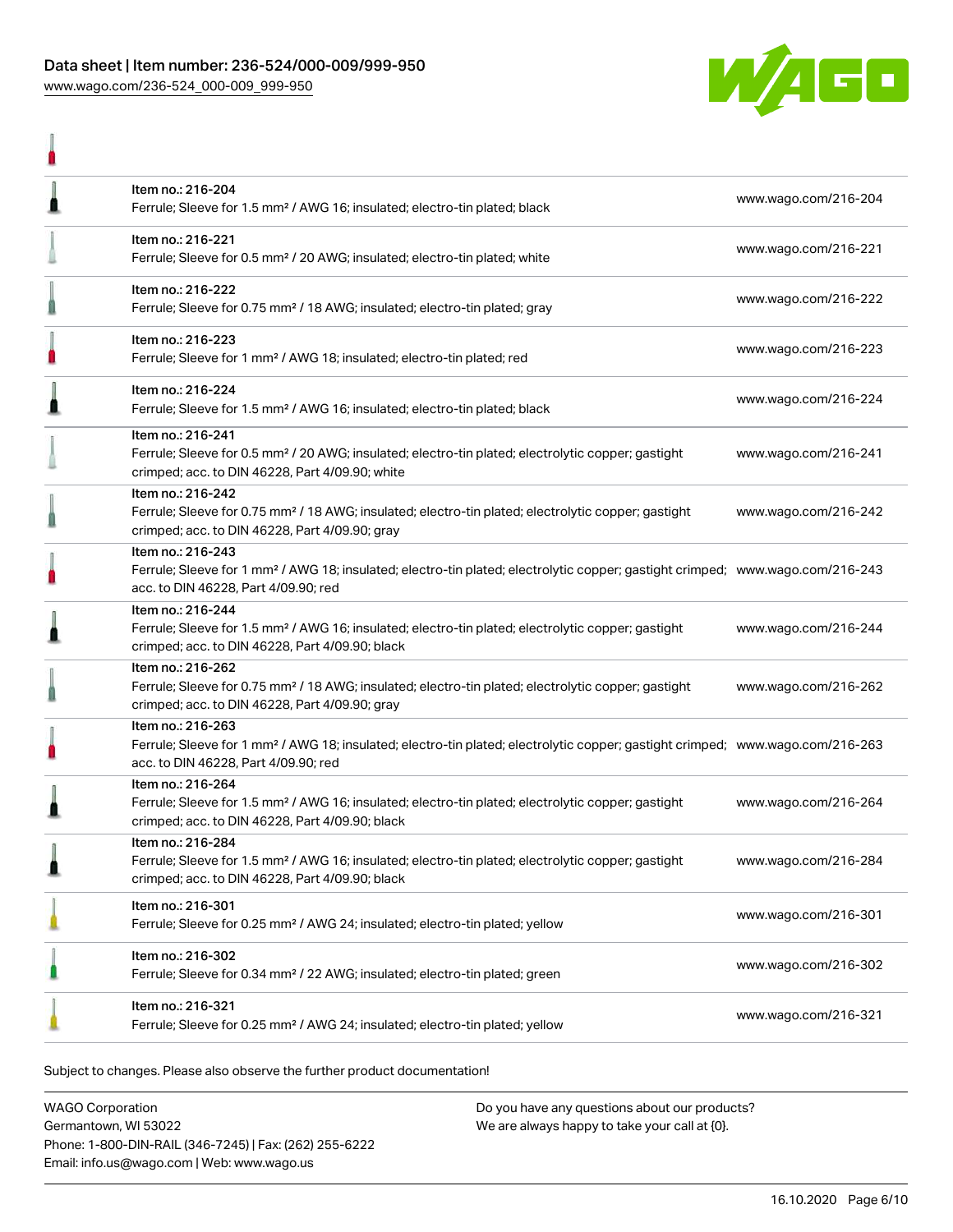| Item | URL |
| --- | --- |
| Item no.: 216-204<br>Ferrule; Sleeve for 1.5 mm² / AWG 16; insulated; electro-tin plated; black | www.wago.com/216-204 |
| Item no.: 216-221<br>Ferrule; Sleeve for 0.5 mm² / 20 AWG; insulated; electro-tin plated; white | www.wago.com/216-221 |
| Item no.: 216-222<br>Ferrule; Sleeve for 0.75 mm² / 18 AWG; insulated; electro-tin plated; gray | www.wago.com/216-222 |
| Item no.: 216-223<br>Ferrule; Sleeve for 1 mm² / AWG 18; insulated; electro-tin plated; red | www.wago.com/216-223 |
| Item no.: 216-224<br>Ferrule; Sleeve for 1.5 mm² / AWG 16; insulated; electro-tin plated; black | www.wago.com/216-224 |
| Item no.: 216-241<br>Ferrule; Sleeve for 0.5 mm² / 20 AWG; insulated; electro-tin plated; electrolytic copper; gastight crimped; acc. to DIN 46228, Part 4/09.90; white | www.wago.com/216-241 |
| Item no.: 216-242<br>Ferrule; Sleeve for 0.75 mm² / 18 AWG; insulated; electro-tin plated; electrolytic copper; gastight crimped; acc. to DIN 46228, Part 4/09.90; gray | www.wago.com/216-242 |
| Item no.: 216-243<br>Ferrule; Sleeve for 1 mm² / AWG 18; insulated; electro-tin plated; electrolytic copper; gastight crimped; acc. to DIN 46228, Part 4/09.90; red | www.wago.com/216-243 |
| Item no.: 216-244<br>Ferrule; Sleeve for 1.5 mm² / AWG 16; insulated; electro-tin plated; electrolytic copper; gastight crimped; acc. to DIN 46228, Part 4/09.90; black | www.wago.com/216-244 |
| Item no.: 216-262<br>Ferrule; Sleeve for 0.75 mm² / 18 AWG; insulated; electro-tin plated; electrolytic copper; gastight crimped; acc. to DIN 46228, Part 4/09.90; gray | www.wago.com/216-262 |
| Item no.: 216-263<br>Ferrule; Sleeve for 1 mm² / AWG 18; insulated; electro-tin plated; electrolytic copper; gastight crimped; acc. to DIN 46228, Part 4/09.90; red | www.wago.com/216-263 |
| Item no.: 216-264<br>Ferrule; Sleeve for 1.5 mm² / AWG 16; insulated; electro-tin plated; electrolytic copper; gastight crimped; acc. to DIN 46228, Part 4/09.90; black | www.wago.com/216-264 |
| Item no.: 216-284<br>Ferrule; Sleeve for 1.5 mm² / AWG 16; insulated; electro-tin plated; electrolytic copper; gastight crimped; acc. to DIN 46228, Part 4/09.90; black | www.wago.com/216-284 |
| Item no.: 216-301<br>Ferrule; Sleeve for 0.25 mm² / AWG 24; insulated; electro-tin plated; yellow | www.wago.com/216-301 |
| Item no.: 216-302<br>Ferrule; Sleeve for 0.34 mm² / 22 AWG; insulated; electro-tin plated; green | www.wago.com/216-302 |
| Item no.: 216-321<br>Ferrule; Sleeve for 0.25 mm² / AWG 24; insulated; electro-tin plated; yellow | www.wago.com/216-321 |

Subject to changes. Please also observe the further product documentation!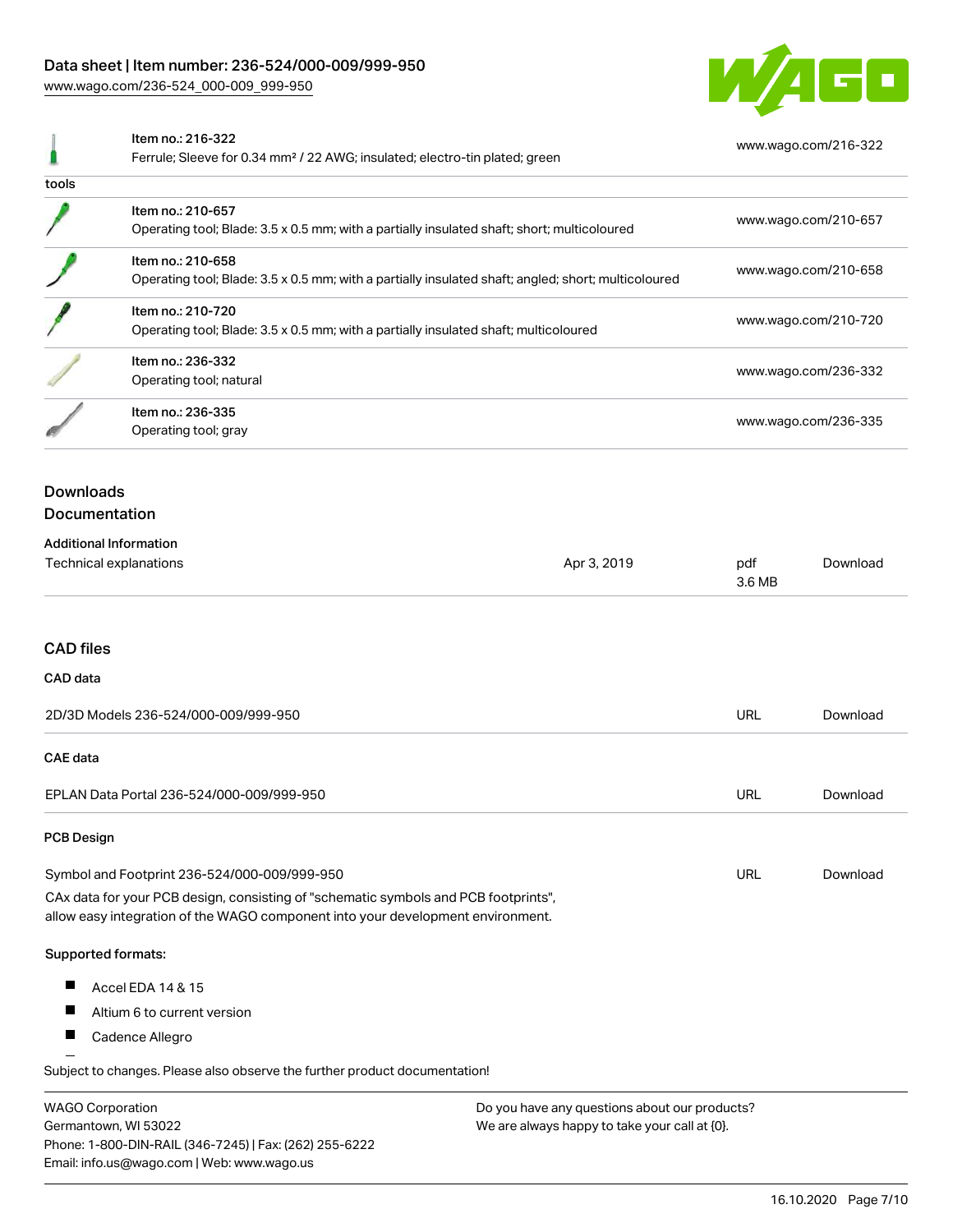| | | |
|---|---|---|
| | Item no.: 216-322<br>Ferrule; Sleeve for 0.34 mm² / 22 AWG; insulated; electro-tin plated; green | www.wago.com/216-322 |
| tools | | |
| | Item no.: 210-657<br>Operating tool; Blade: 3.5 x 0.5 mm; with a partially insulated shaft; short; multicoloured | www.wago.com/210-657 |
| | Item no.: 210-658<br>Operating tool; Blade: 3.5 x 0.5 mm; with a partially insulated shaft; angled; short; multicoloured | www.wago.com/210-658 |
| | Item no.: 210-720<br>Operating tool; Blade: 3.5 x 0.5 mm; with a partially insulated shaft; multicoloured | www.wago.com/210-720 |
| | Item no.: 236-332<br>Operating tool; natural | www.wago.com/236-332 |
| | Item no.: 236-335<br>Operating tool; gray | www.wago.com/236-335 |

## Downloads

### Documentation

#### Additional Information

| | | | |
|---|---|---|---|
| Technical explanations | Apr 3, 2019 | pdf<br>3.6 MB | Download |

## CAD files

### CAD data

| | | |
|---|---|---|
| 2D/3D Models 236-524/000-009/999-950 | URL | Download |

### CAE data

| | | |
|---|---|---|
| EPLAN Data Portal 236-524/000-009/999-950 | URL | Download |

### PCB Design

| | | |
|---|---|---|
| Symbol and Footprint 236-524/000-009/999-950 | URL | Download |

CAx data for your PCB design, consisting of "schematic symbols and PCB footprints", allow easy integration of the WAGO component into your development environment.

Supported formats:

- Accel EDA 14 & 15
- Altium 6 to current version
- Cadence Allegro

Subject to changes. Please also observe the further product documentation!

WAGO Corporation
Germantown, WI 53022
Phone: 1-800-DIN-RAIL (346-7245) | Fax: (262) 255-6222
Email: info.us@wago.com | Web: www.wago.us

Do you have any questions about our products?
We are always happy to take your call at {0}.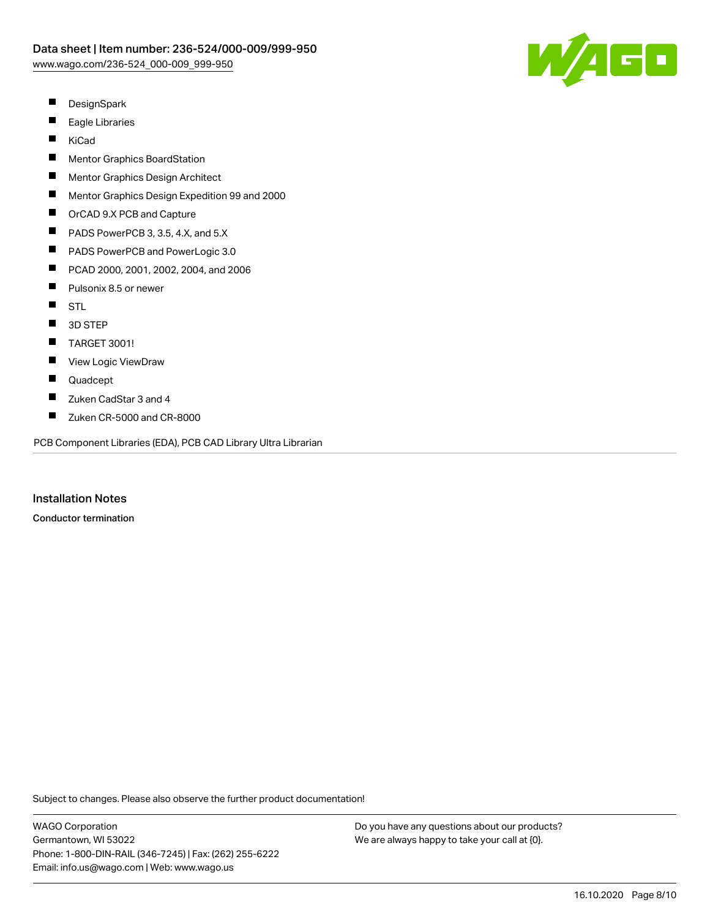- DesignSpark
- Eagle Libraries
- KiCad
- Mentor Graphics BoardStation
- Mentor Graphics Design Architect
- Mentor Graphics Design Expedition 99 and 2000
- OrCAD 9.X PCB and Capture
- PADS PowerPCB 3, 3.5, 4.X, and 5.X
- PADS PowerPCB and PowerLogic 3.0
- PCAD 2000, 2001, 2002, 2004, and 2006
- Pulsonix 8.5 or newer
- STL
- 3D STEP
- TARGET 3001!
- View Logic ViewDraw
- Quadcept
- Zuken CadStar 3 and 4
- Zuken CR-5000 and CR-8000

PCB Component Libraries (EDA), PCB CAD Library Ultra Librarian

## Installation Notes

**Conductor termination**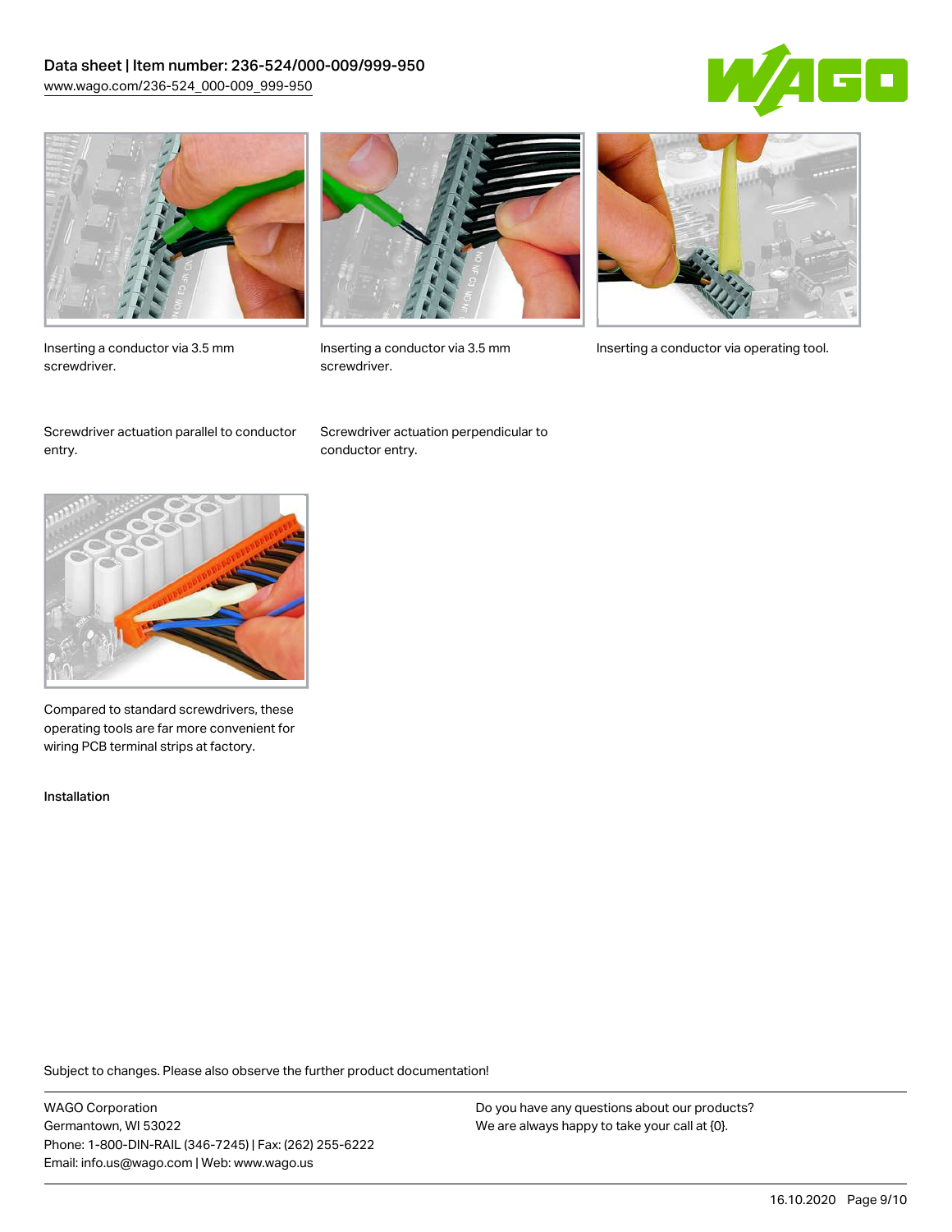Inserting a conductor via 3.5 mm screwdriver.

Screwdriver actuation parallel to conductor entry.

Inserting a conductor via 3.5 mm screwdriver.

Screwdriver actuation perpendicular to conductor entry.

Inserting a conductor via operating tool.

Compared to standard screwdrivers, these operating tools are far more convenient for wiring PCB terminal strips at factory.

Installation

Subject to changes. Please also observe the further product documentation!

WAGO Corporation
Germantown, WI 53022
Phone: 1-800-DIN-RAIL (346-7245) | Fax: (262) 255-6222
Email: info.us@wago.com | Web: www.wago.us

Do you have any questions about our products?
We are always happy to take your call at {0}.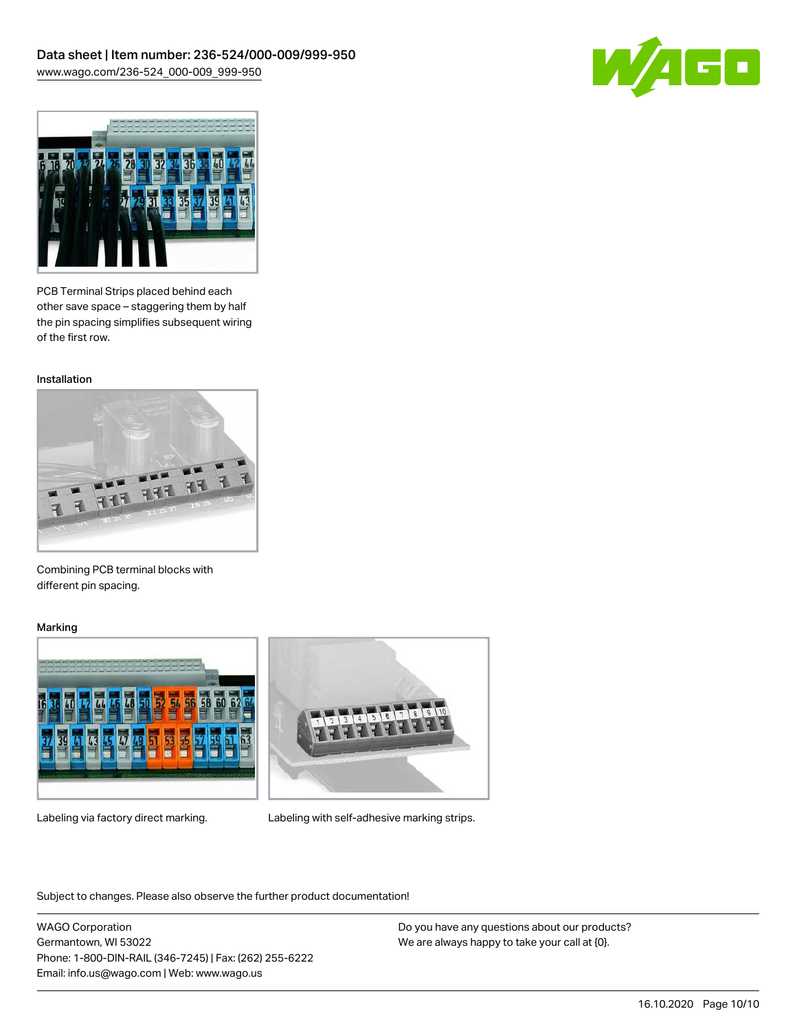PCB Terminal Strips placed behind each other save space – staggering them by half the pin spacing simplifies subsequent wiring of the first row.

Installation

Combining PCB terminal blocks with different pin spacing.

Marking

Labeling via factory direct marking.

Labeling with self-adhesive marking strips.

Subject to changes. Please also observe the further product documentation!

WAGO Corporation
Germantown, WI 53022
Phone: 1-800-DIN-RAIL (346-7245) | Fax: (262) 255-6222
Email: info.us@wago.com | Web: www.wago.us

Do you have any questions about our products?
We are always happy to take your call at {0}.